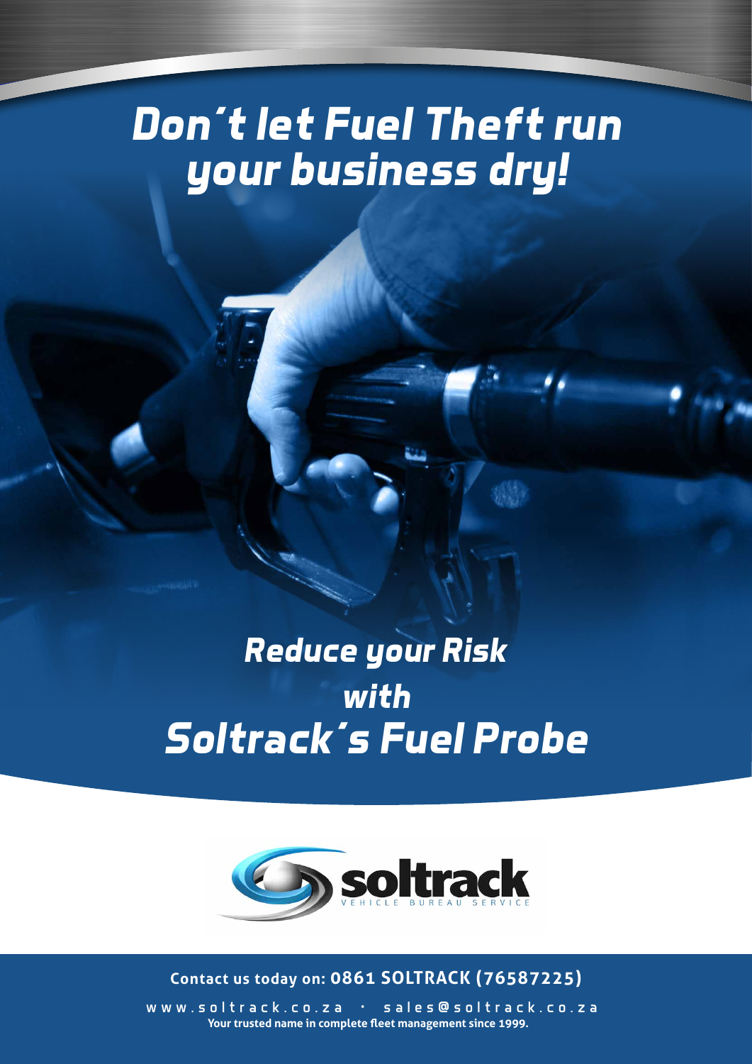# Don´t let Fuel Theft run your business dry!

## Reduce your Risk with Soltrack´s Fuel Probe

soltrack
VEHICLE BUREAU SERVICE

**Contact us today on: 0861 SOLTRACK (76587225)**

www.soltrack.co.za · sales@soltrack.co.za

**Your trusted name in complete fleet management since 1999.**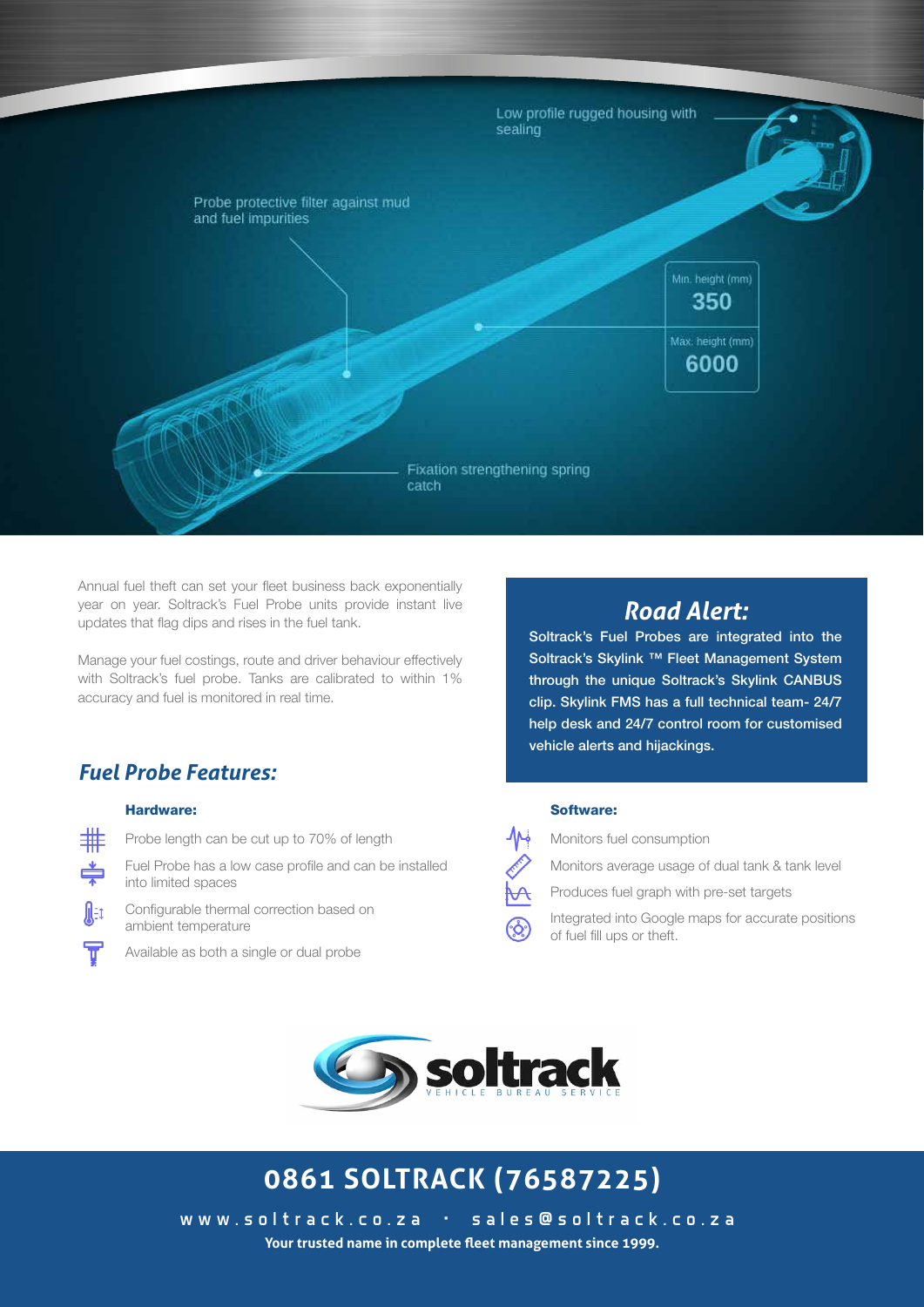Low profile rugged housing with sealing

Probe protective filter against mud and fuel impurities

Min. height (mm)
350

Max. height (mm)
6000

Fixation strengthening spring catch

Annual fuel theft can set your fleet business back exponentially year on year. Soltrack's Fuel Probe units provide instant live updates that flag dips and rises in the fuel tank.

Manage your fuel costings, route and driver behaviour effectively with Soltrack's fuel probe. Tanks are calibrated to within 1% accuracy and fuel is monitored in real time.

## *Road Alert:*

**Soltrack's Fuel Probes are integrated into the Soltrack's Skylink ™ Fleet Management System through the unique Soltrack's Skylink CANBUS clip. Skylink FMS has a full technical team- 24/7 help desk and 24/7 control room for customised vehicle alerts and hijackings.**

## *Fuel Probe Features:*

### Hardware:

- Probe length can be cut up to 70% of length
- Fuel Probe has a low case profile and can be installed into limited spaces
- Configurable thermal correction based on ambient temperature
- Available as both a single or dual probe

### Software:

- Monitors fuel consumption
- Monitors average usage of dual tank & tank level
- Produces fuel graph with pre-set targets
- Integrated into Google maps for accurate positions of fuel fill ups or theft.

soltrack
VEHICLE BUREAU SERVICE

## 0861 SOLTRACK (76587225)

www.soltrack.co.za · sales@soltrack.co.za

**Your trusted name in complete fleet management since 1999.**